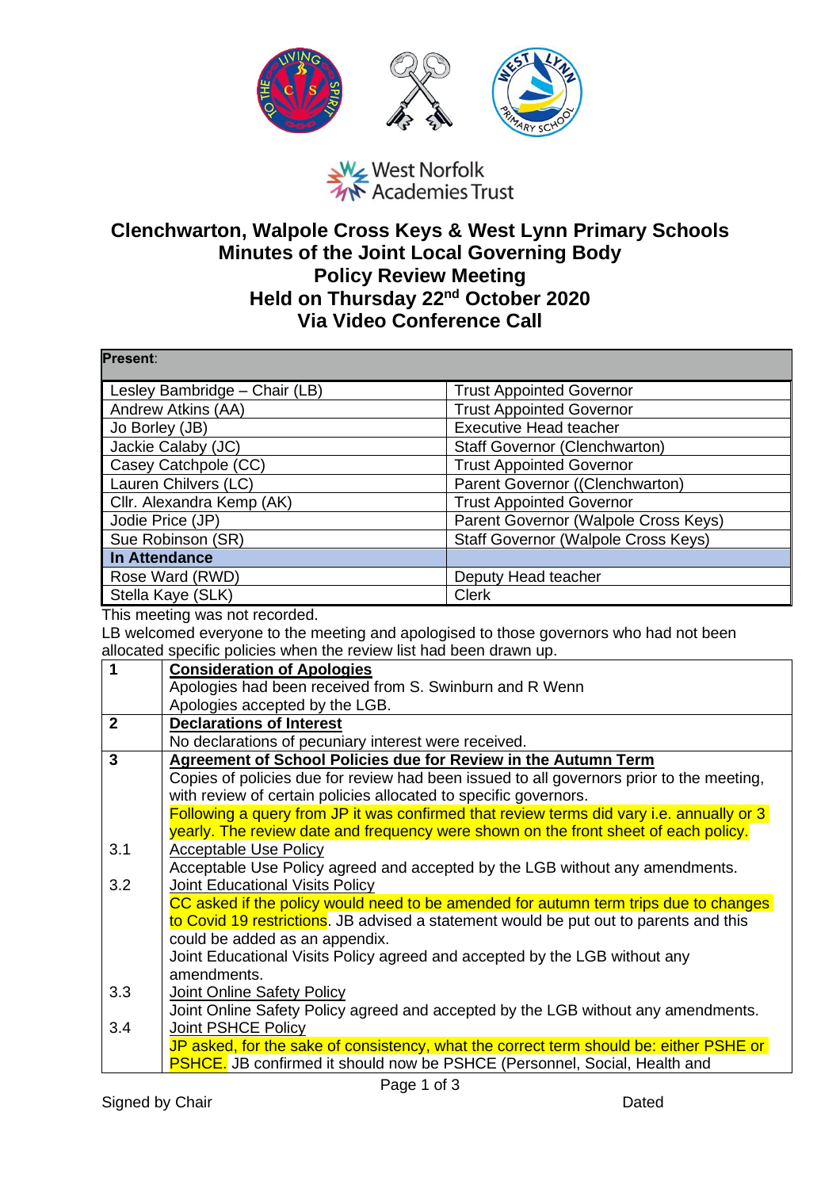West Norfolk Academies Trust

# Clenchwarton, Walpole Cross Keys & West Lynn Primary Schools
## Minutes of the Joint Local Governing Body
## Policy Review Meeting
## Held on Thursday 22nd October 2020
## Via Video Conference Call

| **Present**: | |
|---|---|
| Lesley Bambridge – Chair (LB) | Trust Appointed Governor |
| Andrew Atkins (AA) | Trust Appointed Governor |
| Jo Borley (JB) | Executive Head teacher |
| Jackie Calaby (JC) | Staff Governor (Clenchwarton) |
| Casey Catchpole (CC) | Trust Appointed Governor |
| Lauren Chilvers (LC) | Parent Governor ((Clenchwarton) |
| Cllr. Alexandra Kemp (AK) | Trust Appointed Governor |
| Jodie Price (JP) | Parent Governor (Walpole Cross Keys) |
| Sue Robinson (SR) | Staff Governor (Walpole Cross Keys) |
| **In Attendance** | |
| Rose Ward (RWD) | Deputy Head teacher |
| Stella Kaye (SLK) | Clerk |

This meeting was not recorded.

LB welcomed everyone to the meeting and apologised to those governors who had not been allocated specific policies when the review list had been drawn up.

| | |
|---|---|
| **1** | **Consideration of Apologies** |
| | Apologies had been received from S. Swinburn and R Wenn<br>Apologies accepted by the LGB. |
| **2** | **Declarations of Interest** |
| | No declarations of pecuniary interest were received. |
| **3** | **Agreement of School Policies due for Review in the Autumn Term** |
| | Copies of policies due for review had been issued to all governors prior to the meeting, with review of certain policies allocated to specific governors.<br>Following a query from JP it was confirmed that review terms did vary i.e. annually or 3 yearly. The review date and frequency were shown on the front sheet of each policy. |
| 3.1 | Acceptable Use Policy |
| | Acceptable Use Policy agreed and accepted by the LGB without any amendments. |
| 3.2 | Joint Educational Visits Policy |
| | CC asked if the policy would need to be amended for autumn term trips due to changes to Covid 19 restrictions. JB advised a statement would be put out to parents and this could be added as an appendix.<br>Joint Educational Visits Policy agreed and accepted by the LGB without any amendments. |
| 3.3 | Joint Online Safety Policy |
| | Joint Online Safety Policy agreed and accepted by the LGB without any amendments. |
| 3.4 | Joint PSHCE Policy |
| | JP asked, for the sake of consistency, what the correct term should be: either PSHE or PSHCE. JB confirmed it should now be PSHCE (Personnel, Social, Health and |

Signed by Chair Dated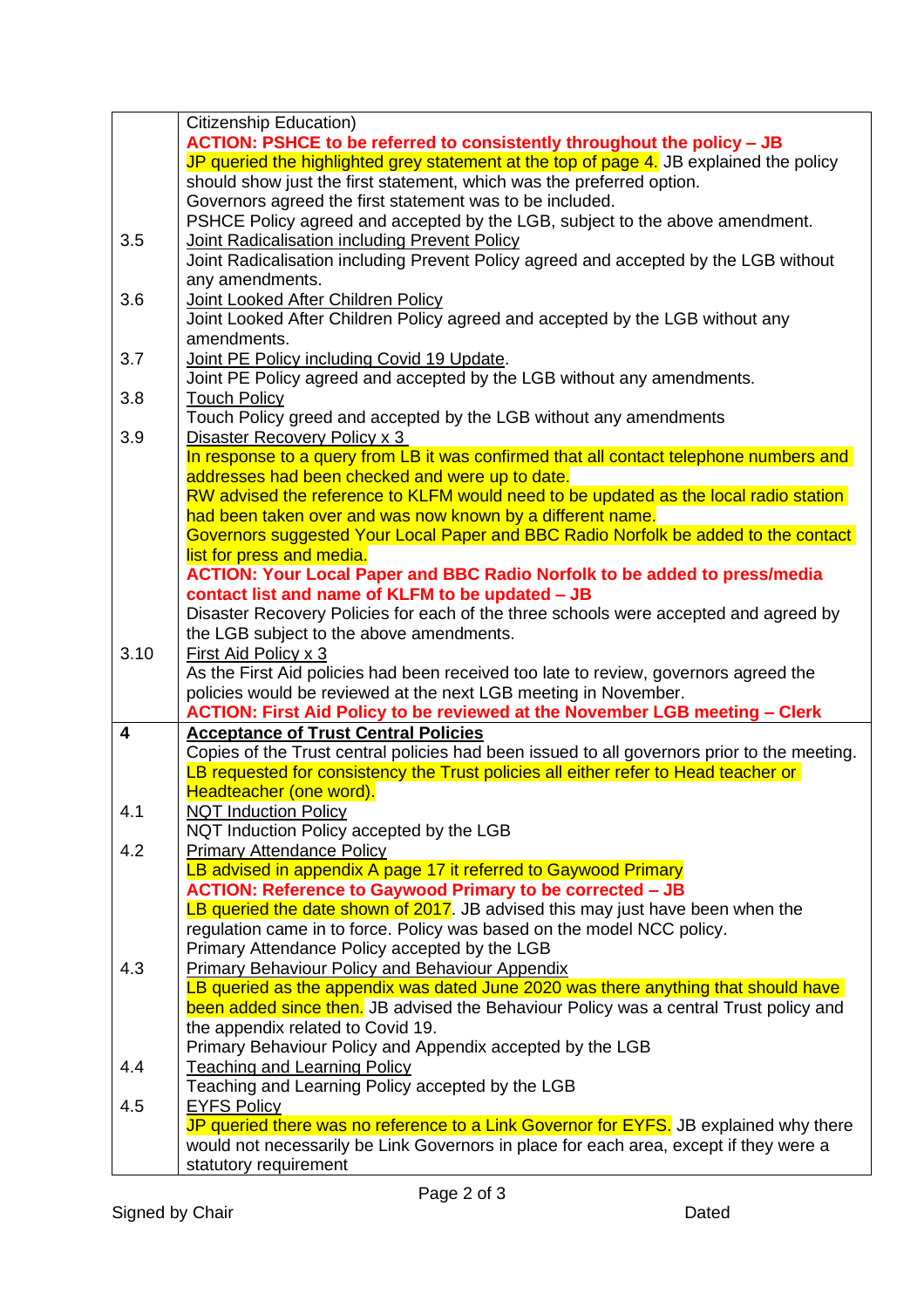| | |
|---|---|
| | Citizenship Education)<br>**ACTION: PSHCE to be referred to consistently throughout the policy – JB**<br>JP queried the highlighted grey statement at the top of page 4. JB explained the policy should show just the first statement, which was the preferred option.<br>Governors agreed the first statement was to be included.<br>PSHCE Policy agreed and accepted by the LGB, subject to the above amendment. |
| 3.5 | Joint Radicalisation including Prevent Policy<br>Joint Radicalisation including Prevent Policy agreed and accepted by the LGB without any amendments. |
| 3.6 | Joint Looked After Children Policy<br>Joint Looked After Children Policy agreed and accepted by the LGB without any amendments. |
| 3.7 | Joint PE Policy including Covid 19 Update.<br>Joint PE Policy agreed and accepted by the LGB without any amendments. |
| 3.8 | Touch Policy<br>Touch Policy greed and accepted by the LGB without any amendments |
| 3.9 | Disaster Recovery Policy x 3<br>In response to a query from LB it was confirmed that all contact telephone numbers and addresses had been checked and were up to date.<br>RW advised the reference to KLFM would need to be updated as the local radio station had been taken over and was now known by a different name.<br>Governors suggested Your Local Paper and BBC Radio Norfolk be added to the contact list for press and media.<br>**ACTION: Your Local Paper and BBC Radio Norfolk to be added to press/media contact list and name of KLFM to be updated – JB**<br>Disaster Recovery Policies for each of the three schools were accepted and agreed by the LGB subject to the above amendments. |
| 3.10 | First Aid Policy x 3<br>As the First Aid policies had been received too late to review, governors agreed the policies would be reviewed at the next LGB meeting in November.<br>**ACTION: First Aid Policy to be reviewed at the November LGB meeting – Clerk** |
| **4** | **Acceptance of Trust Central Policies**<br>Copies of the Trust central policies had been issued to all governors prior to the meeting.<br>LB requested for consistency the Trust policies all either refer to Head teacher or Headteacher (one word). |
| 4.1 | NQT Induction Policy<br>NQT Induction Policy accepted by the LGB |
| 4.2 | Primary Attendance Policy<br>LB advised in appendix A page 17 it referred to Gaywood Primary<br>**ACTION: Reference to Gaywood Primary to be corrected – JB**<br>LB queried the date shown of 2017. JB advised this may just have been when the regulation came in to force. Policy was based on the model NCC policy.<br>Primary Attendance Policy accepted by the LGB |
| 4.3 | Primary Behaviour Policy and Behaviour Appendix<br>LB queried as the appendix was dated June 2020 was there anything that should have been added since then. JB advised the Behaviour Policy was a central Trust policy and the appendix related to Covid 19.<br>Primary Behaviour Policy and Appendix accepted by the LGB |
| 4.4 | Teaching and Learning Policy<br>Teaching and Learning Policy accepted by the LGB |
| 4.5 | EYFS Policy<br>JP queried there was no reference to a Link Governor for EYFS. JB explained why there would not necessarily be Link Governors in place for each area, except if they were a statutory requirement |

Signed by Chair Dated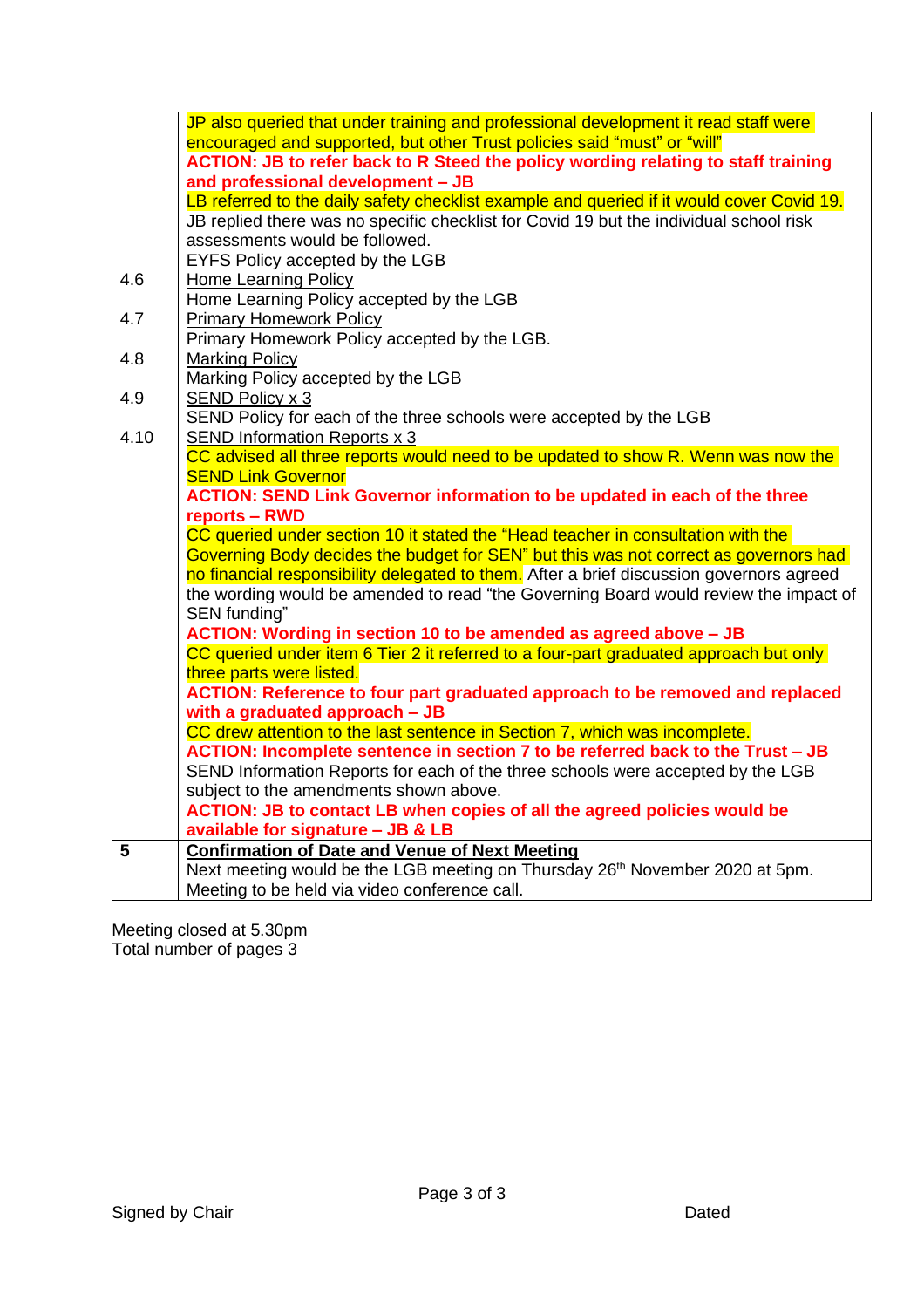| | |
|---|---|
| | JP also queried that under training and professional development it read staff were encouraged and supported, but other Trust policies said "must" or "will"<br>**ACTION: JB to refer back to R Steed the policy wording relating to staff training and professional development – JB**<br>LB referred to the daily safety checklist example and queried if it would cover Covid 19. JB replied there was no specific checklist for Covid 19 but the individual school risk assessments would be followed.<br>EYFS Policy accepted by the LGB |
| 4.6 | Home Learning Policy<br>Home Learning Policy accepted by the LGB |
| 4.7 | Primary Homework Policy<br>Primary Homework Policy accepted by the LGB. |
| 4.8 | Marking Policy<br>Marking Policy accepted by the LGB |
| 4.9 | SEND Policy x 3<br>SEND Policy for each of the three schools were accepted by the LGB |
| 4.10 | SEND Information Reports x 3<br>CC advised all three reports would need to be updated to show R. Wenn was now the SEND Link Governor<br>**ACTION: SEND Link Governor information to be updated in each of the three reports – RWD**<br>CC queried under section 10 it stated the "Head teacher in consultation with the Governing Body decides the budget for SEN" but this was not correct as governors had no financial responsibility delegated to them. After a brief discussion governors agreed the wording would be amended to read "the Governing Board would review the impact of SEN funding"<br>**ACTION: Wording in section 10 to be amended as agreed above – JB**<br>CC queried under item 6 Tier 2 it referred to a four-part graduated approach but only three parts were listed.<br>**ACTION: Reference to four part graduated approach to be removed and replaced with a graduated approach – JB**<br>CC drew attention to the last sentence in Section 7, which was incomplete.<br>**ACTION: Incomplete sentence in section 7 to be referred back to the Trust – JB**<br>SEND Information Reports for each of the three schools were accepted by the LGB subject to the amendments shown above.<br>**ACTION: JB to contact LB when copies of all the agreed policies would be available for signature – JB & LB** |
| **5** | **Confirmation of Date and Venue of Next Meeting**<br>Next meeting would be the LGB meeting on Thursday 26th November 2020 at 5pm. Meeting to be held via video conference call. |

Meeting closed at 5.30pm
Total number of pages 3

Signed by Chair Dated